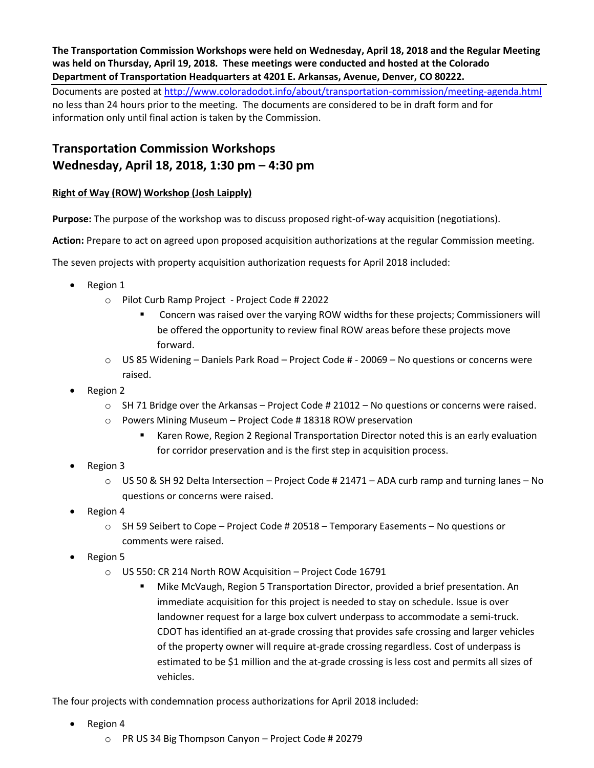**The Transportation Commission Workshops were held on Wednesday, April 18, 2018 and the Regular Meeting was held on Thursday, April 19, 2018. These meetings were conducted and hosted at the Colorado Department of Transportation Headquarters at 4201 E. Arkansas, Avenue, Denver, CO 80222.**

Documents are posted at http://www.coloradodot.info/about/transportation-commission/meeting-agenda.html no less than 24 hours prior to the meeting. The documents are considered to be in draft form and for information only until final action is taken by the Commission.

## Transportation Commission Workshops
## Wednesday, April 18, 2018, 1:30 pm – 4:30 pm

**Right of Way (ROW) Workshop (Josh Laipply)**

**Purpose:** The purpose of the workshop was to discuss proposed right-of-way acquisition (negotiations).

**Action:** Prepare to act on agreed upon proposed acquisition authorizations at the regular Commission meeting.

The seven projects with property acquisition authorization requests for April 2018 included:

- Region 1
  - Pilot Curb Ramp Project - Project Code # 22022
    - Concern was raised over the varying ROW widths for these projects; Commissioners will be offered the opportunity to review final ROW areas before these projects move forward.
  - US 85 Widening – Daniels Park Road – Project Code # - 20069 – No questions or concerns were raised.
- Region 2
  - SH 71 Bridge over the Arkansas – Project Code # 21012 – No questions or concerns were raised.
  - Powers Mining Museum – Project Code # 18318 ROW preservation
    - Karen Rowe, Region 2 Regional Transportation Director noted this is an early evaluation for corridor preservation and is the first step in acquisition process.
- Region 3
  - US 50 & SH 92 Delta Intersection – Project Code # 21471 – ADA curb ramp and turning lanes – No questions or concerns were raised.
- Region 4
  - SH 59 Seibert to Cope – Project Code # 20518 – Temporary Easements – No questions or comments were raised.
- Region 5
  - US 550: CR 214 North ROW Acquisition – Project Code 16791
    - Mike McVaugh, Region 5 Transportation Director, provided a brief presentation. An immediate acquisition for this project is needed to stay on schedule. Issue is over landowner request for a large box culvert underpass to accommodate a semi-truck. CDOT has identified an at-grade crossing that provides safe crossing and larger vehicles of the property owner will require at-grade crossing regardless. Cost of underpass is estimated to be $1 million and the at-grade crossing is less cost and permits all sizes of vehicles.

The four projects with condemnation process authorizations for April 2018 included:

- Region 4
  - PR US 34 Big Thompson Canyon – Project Code # 20279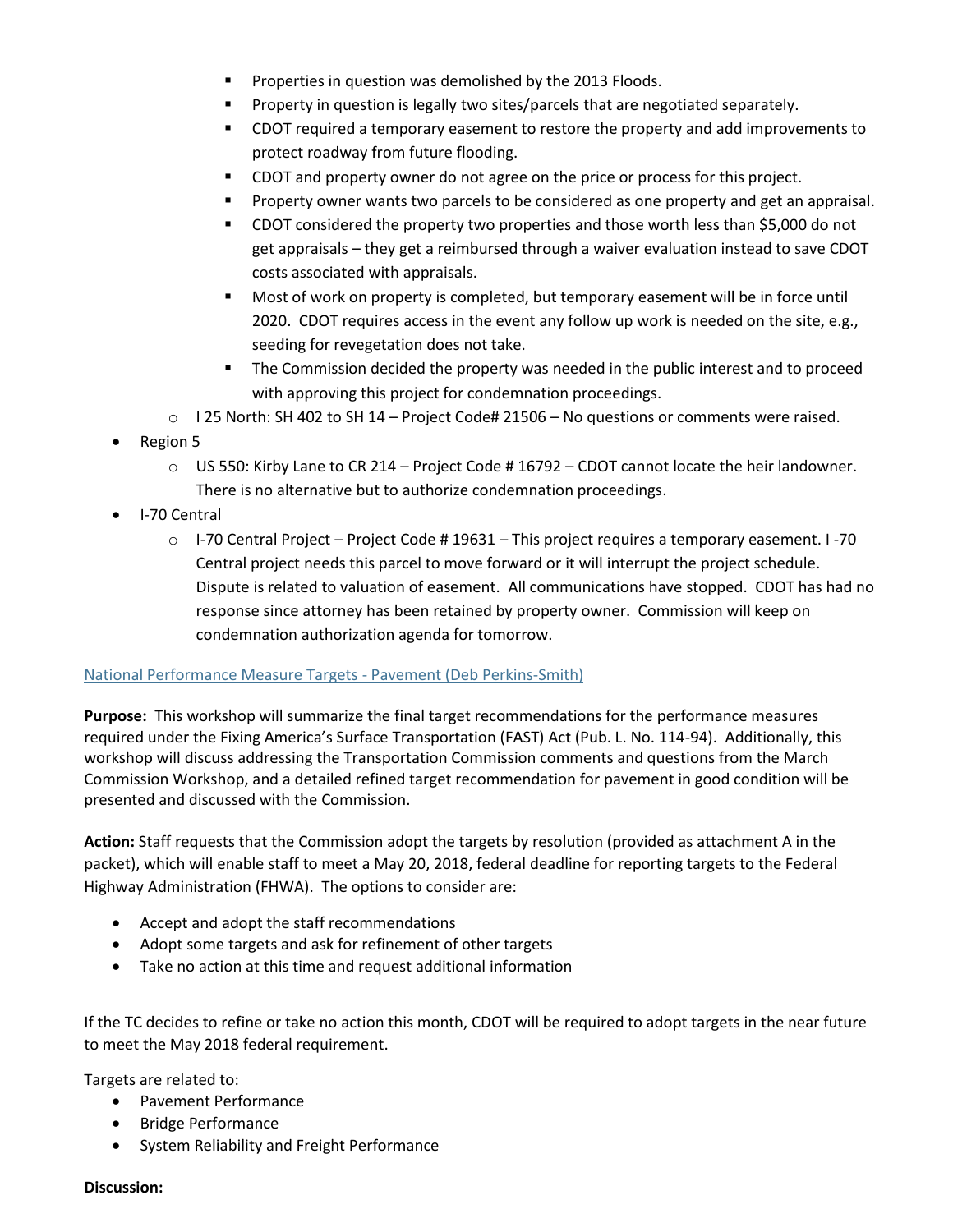- Properties in question was demolished by the 2013 Floods.
        - Property in question is legally two sites/parcels that are negotiated separately.
        - CDOT required a temporary easement to restore the property and add improvements to protect roadway from future flooding.
        - CDOT and property owner do not agree on the price or process for this project.
        - Property owner wants two parcels to be considered as one property and get an appraisal.
        - CDOT considered the property two properties and those worth less than $5,000 do not get appraisals – they get a reimbursed through a waiver evaluation instead to save CDOT costs associated with appraisals.
        - Most of work on property is completed, but temporary easement will be in force until 2020. CDOT requires access in the event any follow up work is needed on the site, e.g., seeding for revegetation does not take.
        - The Commission decided the property was needed in the public interest and to proceed with approving this project for condemnation proceedings.
    - I 25 North: SH 402 to SH 14 – Project Code# 21506 – No questions or comments were raised.
- Region 5
    - US 550: Kirby Lane to CR 214 – Project Code # 16792 – CDOT cannot locate the heir landowner. There is no alternative but to authorize condemnation proceedings.
- I-70 Central
    - I-70 Central Project – Project Code # 19631 – This project requires a temporary easement. I -70 Central project needs this parcel to move forward or it will interrupt the project schedule. Dispute is related to valuation of easement. All communications have stopped. CDOT has had no response since attorney has been retained by property owner. Commission will keep on condemnation authorization agenda for tomorrow.

National Performance Measure Targets - Pavement (Deb Perkins-Smith)

**Purpose:** This workshop will summarize the final target recommendations for the performance measures required under the Fixing America's Surface Transportation (FAST) Act (Pub. L. No. 114-94). Additionally, this workshop will discuss addressing the Transportation Commission comments and questions from the March Commission Workshop, and a detailed refined target recommendation for pavement in good condition will be presented and discussed with the Commission.

**Action:** Staff requests that the Commission adopt the targets by resolution (provided as attachment A in the packet), which will enable staff to meet a May 20, 2018, federal deadline for reporting targets to the Federal Highway Administration (FHWA). The options to consider are:

- Accept and adopt the staff recommendations
- Adopt some targets and ask for refinement of other targets
- Take no action at this time and request additional information

If the TC decides to refine or take no action this month, CDOT will be required to adopt targets in the near future to meet the May 2018 federal requirement.

Targets are related to:

- Pavement Performance
- Bridge Performance
- System Reliability and Freight Performance

**Discussion:**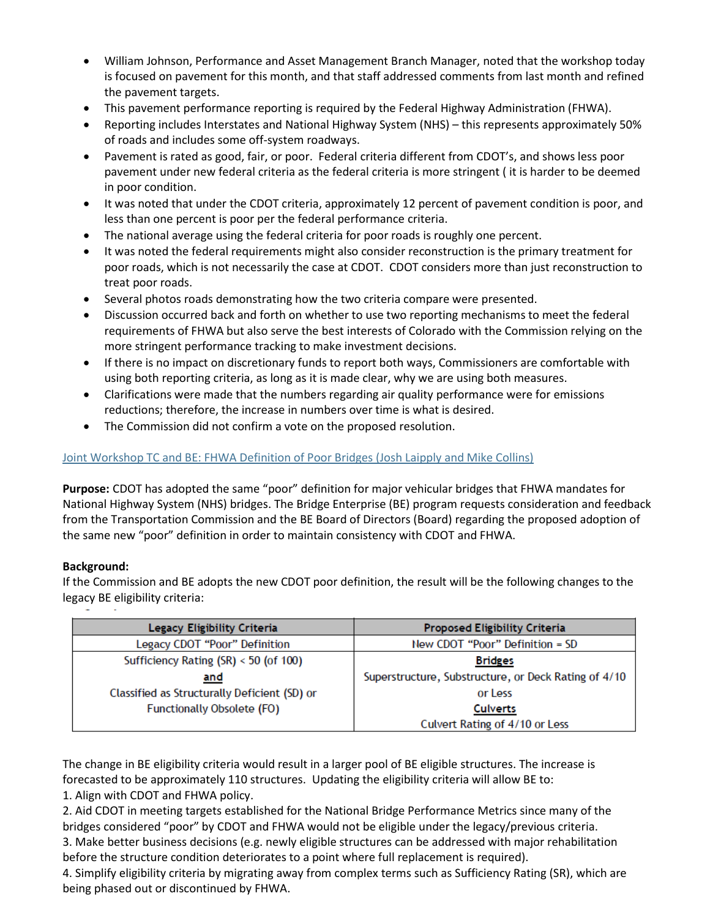- William Johnson, Performance and Asset Management Branch Manager, noted that the workshop today is focused on pavement for this month, and that staff addressed comments from last month and refined the pavement targets.
- This pavement performance reporting is required by the Federal Highway Administration (FHWA).
- Reporting includes Interstates and National Highway System (NHS) – this represents approximately 50% of roads and includes some off-system roadways.
- Pavement is rated as good, fair, or poor. Federal criteria different from CDOT's, and shows less poor pavement under new federal criteria as the federal criteria is more stringent ( it is harder to be deemed in poor condition.
- It was noted that under the CDOT criteria, approximately 12 percent of pavement condition is poor, and less than one percent is poor per the federal performance criteria.
- The national average using the federal criteria for poor roads is roughly one percent.
- It was noted the federal requirements might also consider reconstruction is the primary treatment for poor roads, which is not necessarily the case at CDOT. CDOT considers more than just reconstruction to treat poor roads.
- Several photos roads demonstrating how the two criteria compare were presented.
- Discussion occurred back and forth on whether to use two reporting mechanisms to meet the federal requirements of FHWA but also serve the best interests of Colorado with the Commission relying on the more stringent performance tracking to make investment decisions.
- If there is no impact on discretionary funds to report both ways, Commissioners are comfortable with using both reporting criteria, as long as it is made clear, why we are using both measures.
- Clarifications were made that the numbers regarding air quality performance were for emissions reductions; therefore, the increase in numbers over time is what is desired.
- The Commission did not confirm a vote on the proposed resolution.

Joint Workshop TC and BE: FHWA Definition of Poor Bridges (Josh Laipply and Mike Collins)

**Purpose:** CDOT has adopted the same "poor" definition for major vehicular bridges that FHWA mandates for National Highway System (NHS) bridges. The Bridge Enterprise (BE) program requests consideration and feedback from the Transportation Commission and the BE Board of Directors (Board) regarding the proposed adoption of the same new "poor" definition in order to maintain consistency with CDOT and FHWA.

**Background:**
If the Commission and BE adopts the new CDOT poor definition, the result will be the following changes to the legacy BE eligibility criteria:

| Legacy Eligibility Criteria | Proposed Eligibility Criteria |
|---|---|
| Legacy CDOT "Poor" Definition | New CDOT "Poor" Definition = SD |
| Sufficiency Rating (SR) < 50 (of 100)<br>**and**<br>Classified as Structurally Deficient (SD) or Functionally Obsolete (FO) | **Bridges**<br>Superstructure, Substructure, or Deck Rating of 4/10 or Less<br>**Culverts**<br>Culvert Rating of 4/10 or Less |

The change in BE eligibility criteria would result in a larger pool of BE eligible structures. The increase is forecasted to be approximately 110 structures. Updating the eligibility criteria will allow BE to:

1. Align with CDOT and FHWA policy.
2. Aid CDOT in meeting targets established for the National Bridge Performance Metrics since many of the bridges considered "poor" by CDOT and FHWA would not be eligible under the legacy/previous criteria.
3. Make better business decisions (e.g. newly eligible structures can be addressed with major rehabilitation before the structure condition deteriorates to a point where full replacement is required).
4. Simplify eligibility criteria by migrating away from complex terms such as Sufficiency Rating (SR), which are being phased out or discontinued by FHWA.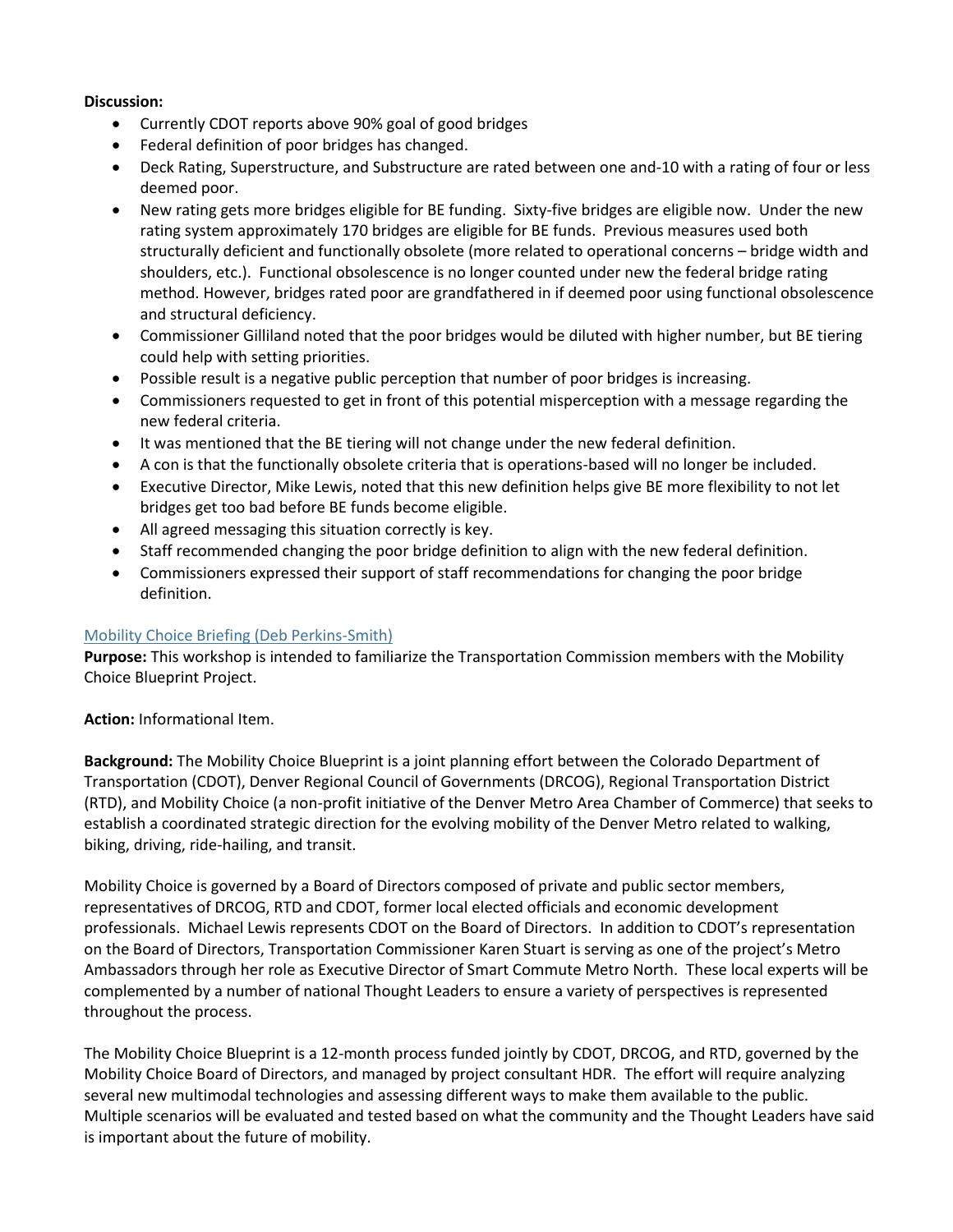**Discussion:**

- Currently CDOT reports above 90% goal of good bridges
- Federal definition of poor bridges has changed.
- Deck Rating, Superstructure, and Substructure are rated between one and-10 with a rating of four or less deemed poor.
- New rating gets more bridges eligible for BE funding. Sixty-five bridges are eligible now. Under the new rating system approximately 170 bridges are eligible for BE funds. Previous measures used both structurally deficient and functionally obsolete (more related to operational concerns – bridge width and shoulders, etc.). Functional obsolescence is no longer counted under new the federal bridge rating method. However, bridges rated poor are grandfathered in if deemed poor using functional obsolescence and structural deficiency.
- Commissioner Gilliland noted that the poor bridges would be diluted with higher number, but BE tiering could help with setting priorities.
- Possible result is a negative public perception that number of poor bridges is increasing.
- Commissioners requested to get in front of this potential misperception with a message regarding the new federal criteria.
- It was mentioned that the BE tiering will not change under the new federal definition.
- A con is that the functionally obsolete criteria that is operations-based will no longer be included.
- Executive Director, Mike Lewis, noted that this new definition helps give BE more flexibility to not let bridges get too bad before BE funds become eligible.
- All agreed messaging this situation correctly is key.
- Staff recommended changing the poor bridge definition to align with the new federal definition.
- Commissioners expressed their support of staff recommendations for changing the poor bridge definition.

## Mobility Choice Briefing (Deb Perkins-Smith)

**Purpose:** This workshop is intended to familiarize the Transportation Commission members with the Mobility Choice Blueprint Project.

**Action:** Informational Item.

**Background:** The Mobility Choice Blueprint is a joint planning effort between the Colorado Department of Transportation (CDOT), Denver Regional Council of Governments (DRCOG), Regional Transportation District (RTD), and Mobility Choice (a non-profit initiative of the Denver Metro Area Chamber of Commerce) that seeks to establish a coordinated strategic direction for the evolving mobility of the Denver Metro related to walking, biking, driving, ride-hailing, and transit.

Mobility Choice is governed by a Board of Directors composed of private and public sector members, representatives of DRCOG, RTD and CDOT, former local elected officials and economic development professionals. Michael Lewis represents CDOT on the Board of Directors. In addition to CDOT's representation on the Board of Directors, Transportation Commissioner Karen Stuart is serving as one of the project's Metro Ambassadors through her role as Executive Director of Smart Commute Metro North. These local experts will be complemented by a number of national Thought Leaders to ensure a variety of perspectives is represented throughout the process.

The Mobility Choice Blueprint is a 12-month process funded jointly by CDOT, DRCOG, and RTD, governed by the Mobility Choice Board of Directors, and managed by project consultant HDR. The effort will require analyzing several new multimodal technologies and assessing different ways to make them available to the public. Multiple scenarios will be evaluated and tested based on what the community and the Thought Leaders have said is important about the future of mobility.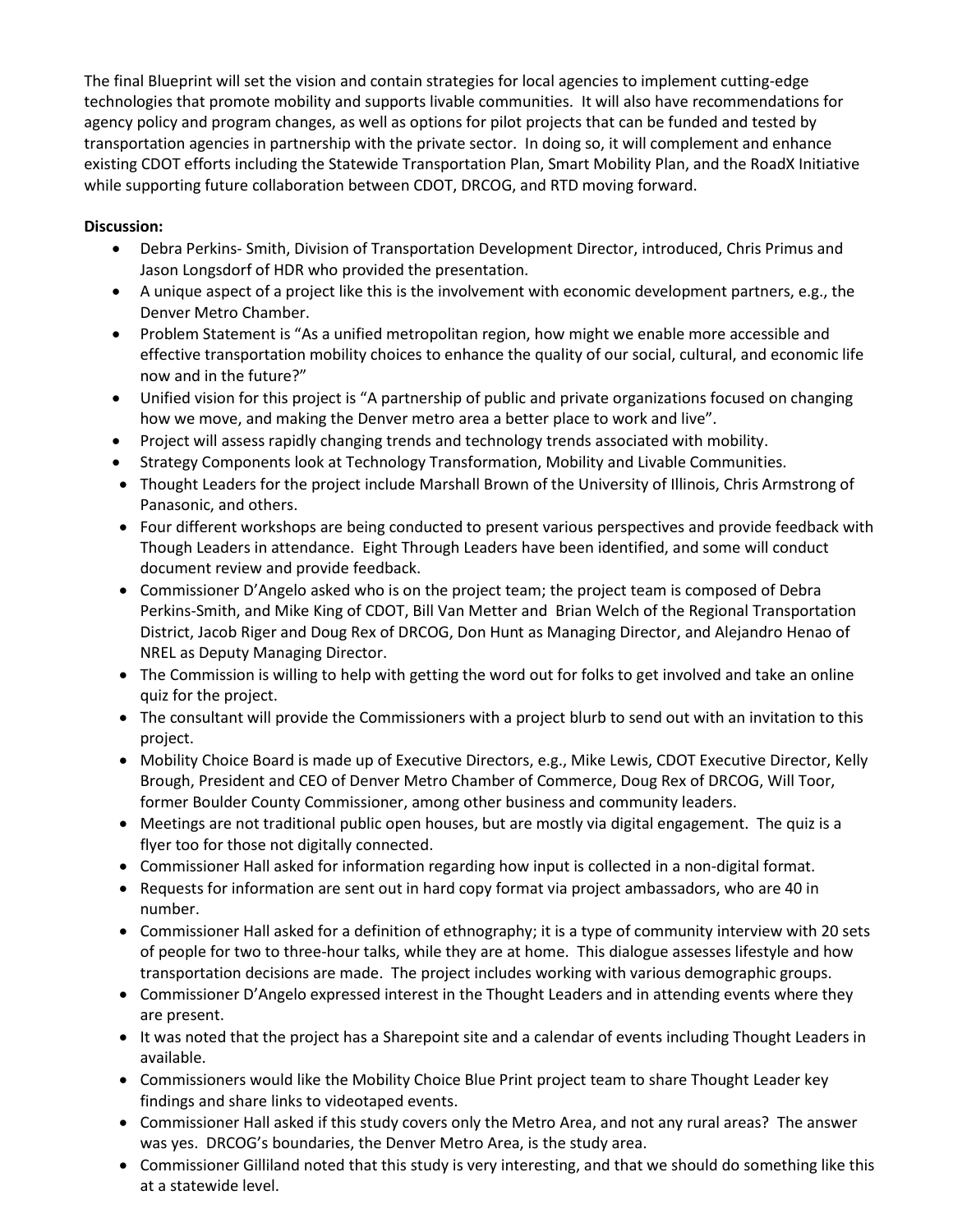The final Blueprint will set the vision and contain strategies for local agencies to implement cutting-edge technologies that promote mobility and supports livable communities. It will also have recommendations for agency policy and program changes, as well as options for pilot projects that can be funded and tested by transportation agencies in partnership with the private sector. In doing so, it will complement and enhance existing CDOT efforts including the Statewide Transportation Plan, Smart Mobility Plan, and the RoadX Initiative while supporting future collaboration between CDOT, DRCOG, and RTD moving forward.

**Discussion:**

- Debra Perkins- Smith, Division of Transportation Development Director, introduced, Chris Primus and Jason Longsdorf of HDR who provided the presentation.
- A unique aspect of a project like this is the involvement with economic development partners, e.g., the Denver Metro Chamber.
- Problem Statement is "As a unified metropolitan region, how might we enable more accessible and effective transportation mobility choices to enhance the quality of our social, cultural, and economic life now and in the future?"
- Unified vision for this project is "A partnership of public and private organizations focused on changing how we move, and making the Denver metro area a better place to work and live".
- Project will assess rapidly changing trends and technology trends associated with mobility.
- Strategy Components look at Technology Transformation, Mobility and Livable Communities.
- Thought Leaders for the project include Marshall Brown of the University of Illinois, Chris Armstrong of Panasonic, and others.
- Four different workshops are being conducted to present various perspectives and provide feedback with Though Leaders in attendance. Eight Through Leaders have been identified, and some will conduct document review and provide feedback.
- Commissioner D'Angelo asked who is on the project team; the project team is composed of Debra Perkins-Smith, and Mike King of CDOT, Bill Van Metter and Brian Welch of the Regional Transportation District, Jacob Riger and Doug Rex of DRCOG, Don Hunt as Managing Director, and Alejandro Henao of NREL as Deputy Managing Director.
- The Commission is willing to help with getting the word out for folks to get involved and take an online quiz for the project.
- The consultant will provide the Commissioners with a project blurb to send out with an invitation to this project.
- Mobility Choice Board is made up of Executive Directors, e.g., Mike Lewis, CDOT Executive Director, Kelly Brough, President and CEO of Denver Metro Chamber of Commerce, Doug Rex of DRCOG, Will Toor, former Boulder County Commissioner, among other business and community leaders.
- Meetings are not traditional public open houses, but are mostly via digital engagement. The quiz is a flyer too for those not digitally connected.
- Commissioner Hall asked for information regarding how input is collected in a non-digital format.
- Requests for information are sent out in hard copy format via project ambassadors, who are 40 in number.
- Commissioner Hall asked for a definition of ethnography; it is a type of community interview with 20 sets of people for two to three-hour talks, while they are at home. This dialogue assesses lifestyle and how transportation decisions are made. The project includes working with various demographic groups.
- Commissioner D'Angelo expressed interest in the Thought Leaders and in attending events where they are present.
- It was noted that the project has a Sharepoint site and a calendar of events including Thought Leaders in available.
- Commissioners would like the Mobility Choice Blue Print project team to share Thought Leader key findings and share links to videotaped events.
- Commissioner Hall asked if this study covers only the Metro Area, and not any rural areas? The answer was yes. DRCOG's boundaries, the Denver Metro Area, is the study area.
- Commissioner Gilliland noted that this study is very interesting, and that we should do something like this at a statewide level.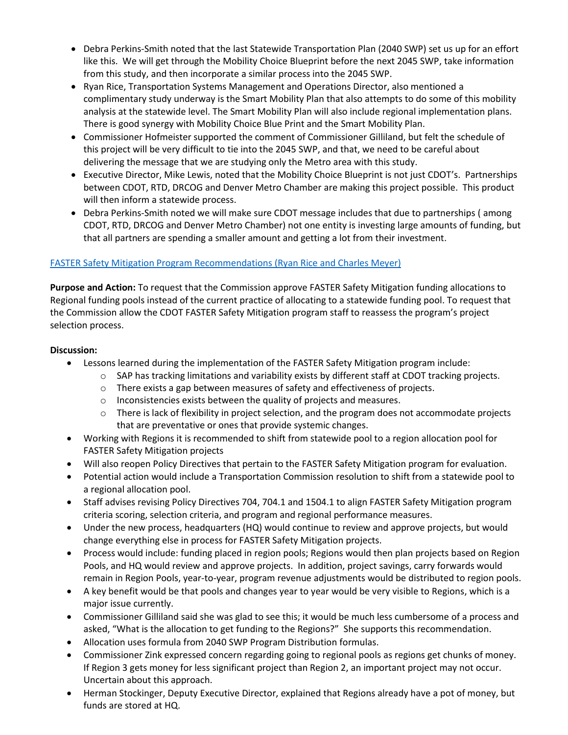- Debra Perkins-Smith noted that the last Statewide Transportation Plan (2040 SWP) set us up for an effort like this. We will get through the Mobility Choice Blueprint before the next 2045 SWP, take information from this study, and then incorporate a similar process into the 2045 SWP.
- Ryan Rice, Transportation Systems Management and Operations Director, also mentioned a complimentary study underway is the Smart Mobility Plan that also attempts to do some of this mobility analysis at the statewide level. The Smart Mobility Plan will also include regional implementation plans. There is good synergy with Mobility Choice Blue Print and the Smart Mobility Plan.
- Commissioner Hofmeister supported the comment of Commissioner Gilliland, but felt the schedule of this project will be very difficult to tie into the 2045 SWP, and that, we need to be careful about delivering the message that we are studying only the Metro area with this study.
- Executive Director, Mike Lewis, noted that the Mobility Choice Blueprint is not just CDOT's. Partnerships between CDOT, RTD, DRCOG and Denver Metro Chamber are making this project possible. This product will then inform a statewide process.
- Debra Perkins-Smith noted we will make sure CDOT message includes that due to partnerships ( among CDOT, RTD, DRCOG and Denver Metro Chamber) not one entity is investing large amounts of funding, but that all partners are spending a smaller amount and getting a lot from their investment.

FASTER Safety Mitigation Program Recommendations (Ryan Rice and Charles Meyer)

**Purpose and Action:** To request that the Commission approve FASTER Safety Mitigation funding allocations to Regional funding pools instead of the current practice of allocating to a statewide funding pool. To request that the Commission allow the CDOT FASTER Safety Mitigation program staff to reassess the program's project selection process.

**Discussion:**

- Lessons learned during the implementation of the FASTER Safety Mitigation program include:
  - SAP has tracking limitations and variability exists by different staff at CDOT tracking projects.
  - There exists a gap between measures of safety and effectiveness of projects.
  - Inconsistencies exists between the quality of projects and measures.
  - There is lack of flexibility in project selection, and the program does not accommodate projects that are preventative or ones that provide systemic changes.
- Working with Regions it is recommended to shift from statewide pool to a region allocation pool for FASTER Safety Mitigation projects
- Will also reopen Policy Directives that pertain to the FASTER Safety Mitigation program for evaluation.
- Potential action would include a Transportation Commission resolution to shift from a statewide pool to a regional allocation pool.
- Staff advises revising Policy Directives 704, 704.1 and 1504.1 to align FASTER Safety Mitigation program criteria scoring, selection criteria, and program and regional performance measures.
- Under the new process, headquarters (HQ) would continue to review and approve projects, but would change everything else in process for FASTER Safety Mitigation projects.
- Process would include: funding placed in region pools; Regions would then plan projects based on Region Pools, and HQ would review and approve projects. In addition, project savings, carry forwards would remain in Region Pools, year-to-year, program revenue adjustments would be distributed to region pools.
- A key benefit would be that pools and changes year to year would be very visible to Regions, which is a major issue currently.
- Commissioner Gilliland said she was glad to see this; it would be much less cumbersome of a process and asked, "What is the allocation to get funding to the Regions?" She supports this recommendation.
- Allocation uses formula from 2040 SWP Program Distribution formulas.
- Commissioner Zink expressed concern regarding going to regional pools as regions get chunks of money. If Region 3 gets money for less significant project than Region 2, an important project may not occur. Uncertain about this approach.
- Herman Stockinger, Deputy Executive Director, explained that Regions already have a pot of money, but funds are stored at HQ.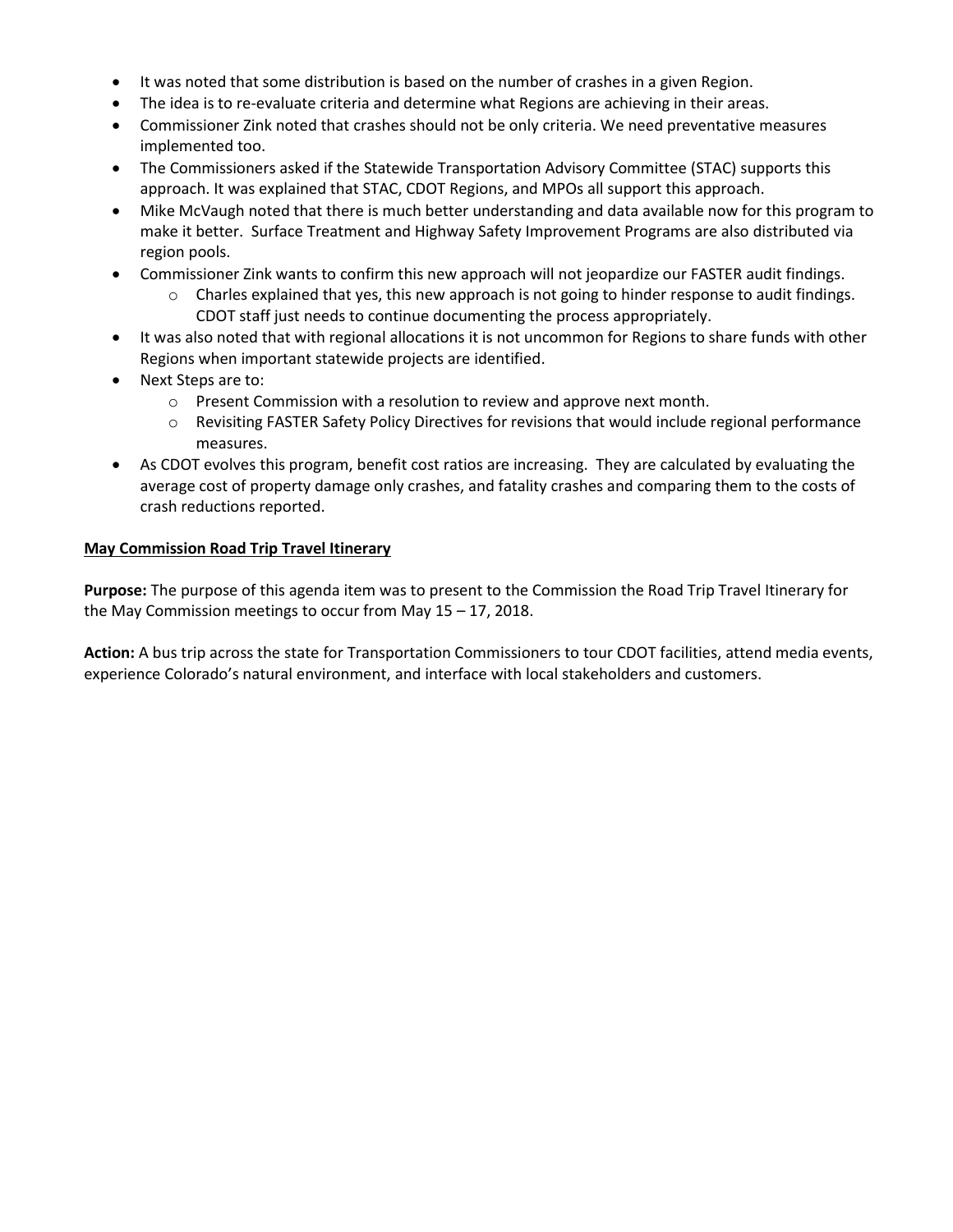- It was noted that some distribution is based on the number of crashes in a given Region.
- The idea is to re-evaluate criteria and determine what Regions are achieving in their areas.
- Commissioner Zink noted that crashes should not be only criteria. We need preventative measures implemented too.
- The Commissioners asked if the Statewide Transportation Advisory Committee (STAC) supports this approach. It was explained that STAC, CDOT Regions, and MPOs all support this approach.
- Mike McVaugh noted that there is much better understanding and data available now for this program to make it better. Surface Treatment and Highway Safety Improvement Programs are also distributed via region pools.
- Commissioner Zink wants to confirm this new approach will not jeopardize our FASTER audit findings.
  - Charles explained that yes, this new approach is not going to hinder response to audit findings. CDOT staff just needs to continue documenting the process appropriately.
- It was also noted that with regional allocations it is not uncommon for Regions to share funds with other Regions when important statewide projects are identified.
- Next Steps are to:
  - Present Commission with a resolution to review and approve next month.
  - Revisiting FASTER Safety Policy Directives for revisions that would include regional performance measures.
- As CDOT evolves this program, benefit cost ratios are increasing. They are calculated by evaluating the average cost of property damage only crashes, and fatality crashes and comparing them to the costs of crash reductions reported.

**May Commission Road Trip Travel Itinerary**

**Purpose:** The purpose of this agenda item was to present to the Commission the Road Trip Travel Itinerary for the May Commission meetings to occur from May 15 – 17, 2018.

**Action:** A bus trip across the state for Transportation Commissioners to tour CDOT facilities, attend media events, experience Colorado's natural environment, and interface with local stakeholders and customers.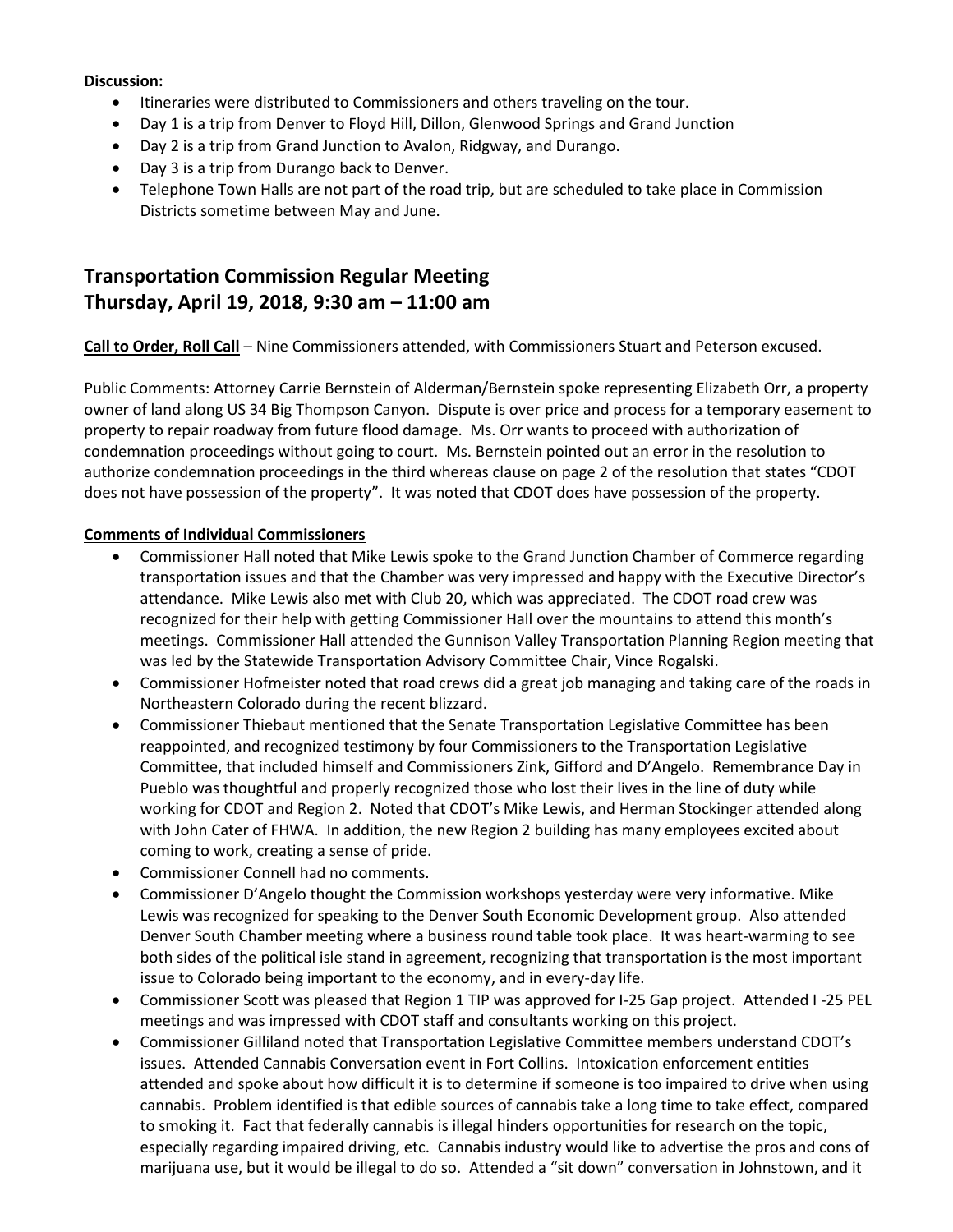**Discussion:**

- Itineraries were distributed to Commissioners and others traveling on the tour.
- Day 1 is a trip from Denver to Floyd Hill, Dillon, Glenwood Springs and Grand Junction
- Day 2 is a trip from Grand Junction to Avalon, Ridgway, and Durango.
- Day 3 is a trip from Durango back to Denver.
- Telephone Town Halls are not part of the road trip, but are scheduled to take place in Commission Districts sometime between May and June.

## Transportation Commission Regular Meeting
## Thursday, April 19, 2018, 9:30 am – 11:00 am

**Call to Order, Roll Call** – Nine Commissioners attended, with Commissioners Stuart and Peterson excused.

Public Comments: Attorney Carrie Bernstein of Alderman/Bernstein spoke representing Elizabeth Orr, a property owner of land along US 34 Big Thompson Canyon. Dispute is over price and process for a temporary easement to property to repair roadway from future flood damage. Ms. Orr wants to proceed with authorization of condemnation proceedings without going to court. Ms. Bernstein pointed out an error in the resolution to authorize condemnation proceedings in the third whereas clause on page 2 of the resolution that states "CDOT does not have possession of the property". It was noted that CDOT does have possession of the property.

**Comments of Individual Commissioners**

- Commissioner Hall noted that Mike Lewis spoke to the Grand Junction Chamber of Commerce regarding transportation issues and that the Chamber was very impressed and happy with the Executive Director's attendance. Mike Lewis also met with Club 20, which was appreciated. The CDOT road crew was recognized for their help with getting Commissioner Hall over the mountains to attend this month's meetings. Commissioner Hall attended the Gunnison Valley Transportation Planning Region meeting that was led by the Statewide Transportation Advisory Committee Chair, Vince Rogalski.
- Commissioner Hofmeister noted that road crews did a great job managing and taking care of the roads in Northeastern Colorado during the recent blizzard.
- Commissioner Thiebaut mentioned that the Senate Transportation Legislative Committee has been reappointed, and recognized testimony by four Commissioners to the Transportation Legislative Committee, that included himself and Commissioners Zink, Gifford and D'Angelo. Remembrance Day in Pueblo was thoughtful and properly recognized those who lost their lives in the line of duty while working for CDOT and Region 2. Noted that CDOT's Mike Lewis, and Herman Stockinger attended along with John Cater of FHWA. In addition, the new Region 2 building has many employees excited about coming to work, creating a sense of pride.
- Commissioner Connell had no comments.
- Commissioner D'Angelo thought the Commission workshops yesterday were very informative. Mike Lewis was recognized for speaking to the Denver South Economic Development group. Also attended Denver South Chamber meeting where a business round table took place. It was heart-warming to see both sides of the political isle stand in agreement, recognizing that transportation is the most important issue to Colorado being important to the economy, and in every-day life.
- Commissioner Scott was pleased that Region 1 TIP was approved for I-25 Gap project. Attended I -25 PEL meetings and was impressed with CDOT staff and consultants working on this project.
- Commissioner Gilliland noted that Transportation Legislative Committee members understand CDOT's issues. Attended Cannabis Conversation event in Fort Collins. Intoxication enforcement entities attended and spoke about how difficult it is to determine if someone is too impaired to drive when using cannabis. Problem identified is that edible sources of cannabis take a long time to take effect, compared to smoking it. Fact that federally cannabis is illegal hinders opportunities for research on the topic, especially regarding impaired driving, etc. Cannabis industry would like to advertise the pros and cons of marijuana use, but it would be illegal to do so. Attended a "sit down" conversation in Johnstown, and it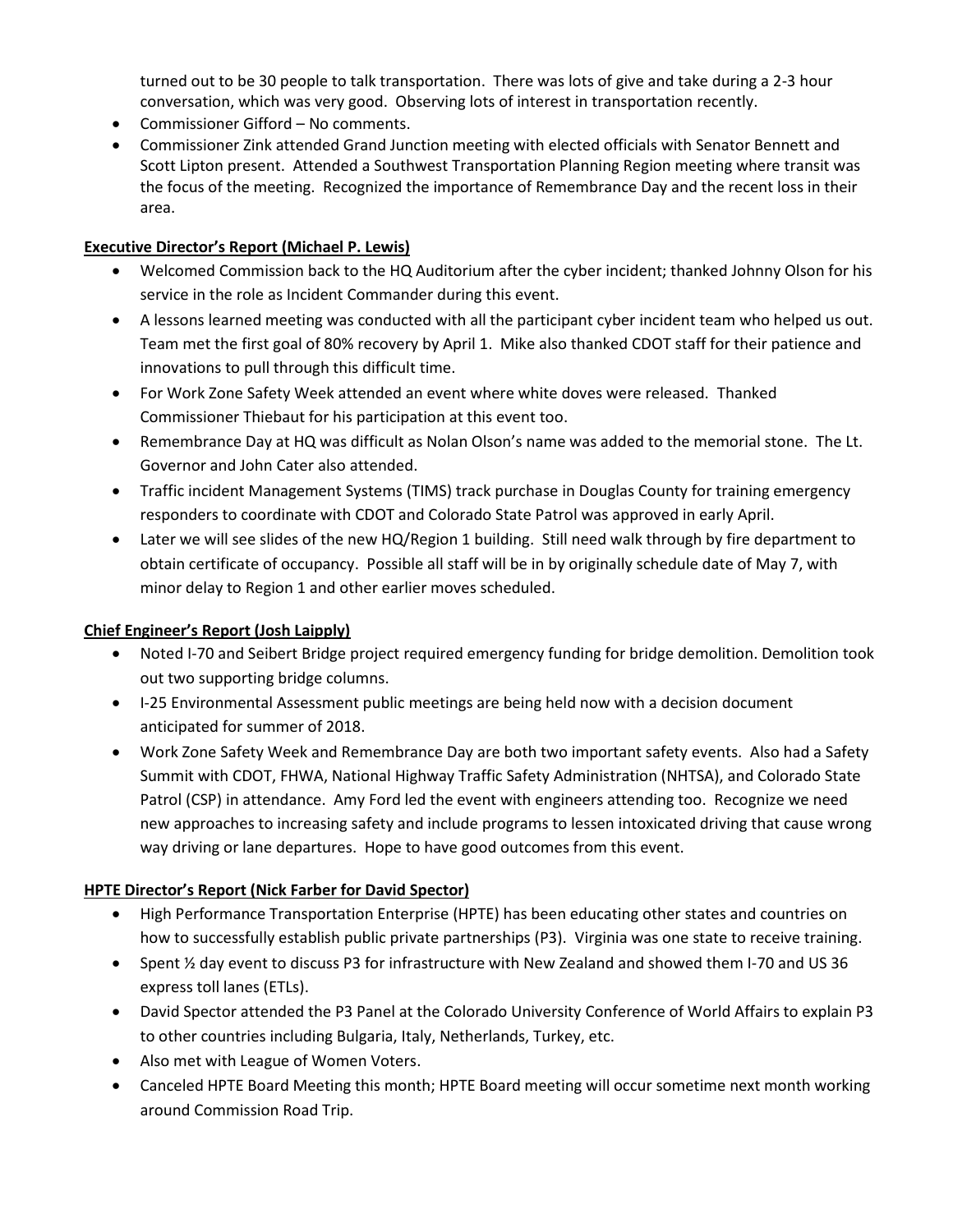turned out to be 30 people to talk transportation. There was lots of give and take during a 2-3 hour conversation, which was very good. Observing lots of interest in transportation recently.

- Commissioner Gifford – No comments.
- Commissioner Zink attended Grand Junction meeting with elected officials with Senator Bennett and Scott Lipton present. Attended a Southwest Transportation Planning Region meeting where transit was the focus of the meeting. Recognized the importance of Remembrance Day and the recent loss in their area.

**Executive Director's Report (Michael P. Lewis)**

- Welcomed Commission back to the HQ Auditorium after the cyber incident; thanked Johnny Olson for his service in the role as Incident Commander during this event.
- A lessons learned meeting was conducted with all the participant cyber incident team who helped us out. Team met the first goal of 80% recovery by April 1. Mike also thanked CDOT staff for their patience and innovations to pull through this difficult time.
- For Work Zone Safety Week attended an event where white doves were released. Thanked Commissioner Thiebaut for his participation at this event too.
- Remembrance Day at HQ was difficult as Nolan Olson's name was added to the memorial stone. The Lt. Governor and John Cater also attended.
- Traffic incident Management Systems (TIMS) track purchase in Douglas County for training emergency responders to coordinate with CDOT and Colorado State Patrol was approved in early April.
- Later we will see slides of the new HQ/Region 1 building. Still need walk through by fire department to obtain certificate of occupancy. Possible all staff will be in by originally schedule date of May 7, with minor delay to Region 1 and other earlier moves scheduled.

**Chief Engineer's Report (Josh Laipply)**

- Noted I-70 and Seibert Bridge project required emergency funding for bridge demolition. Demolition took out two supporting bridge columns.
- I-25 Environmental Assessment public meetings are being held now with a decision document anticipated for summer of 2018.
- Work Zone Safety Week and Remembrance Day are both two important safety events. Also had a Safety Summit with CDOT, FHWA, National Highway Traffic Safety Administration (NHTSA), and Colorado State Patrol (CSP) in attendance. Amy Ford led the event with engineers attending too. Recognize we need new approaches to increasing safety and include programs to lessen intoxicated driving that cause wrong way driving or lane departures. Hope to have good outcomes from this event.

**HPTE Director's Report (Nick Farber for David Spector)**

- High Performance Transportation Enterprise (HPTE) has been educating other states and countries on how to successfully establish public private partnerships (P3). Virginia was one state to receive training.
- Spent ½ day event to discuss P3 for infrastructure with New Zealand and showed them I-70 and US 36 express toll lanes (ETLs).
- David Spector attended the P3 Panel at the Colorado University Conference of World Affairs to explain P3 to other countries including Bulgaria, Italy, Netherlands, Turkey, etc.
- Also met with League of Women Voters.
- Canceled HPTE Board Meeting this month; HPTE Board meeting will occur sometime next month working around Commission Road Trip.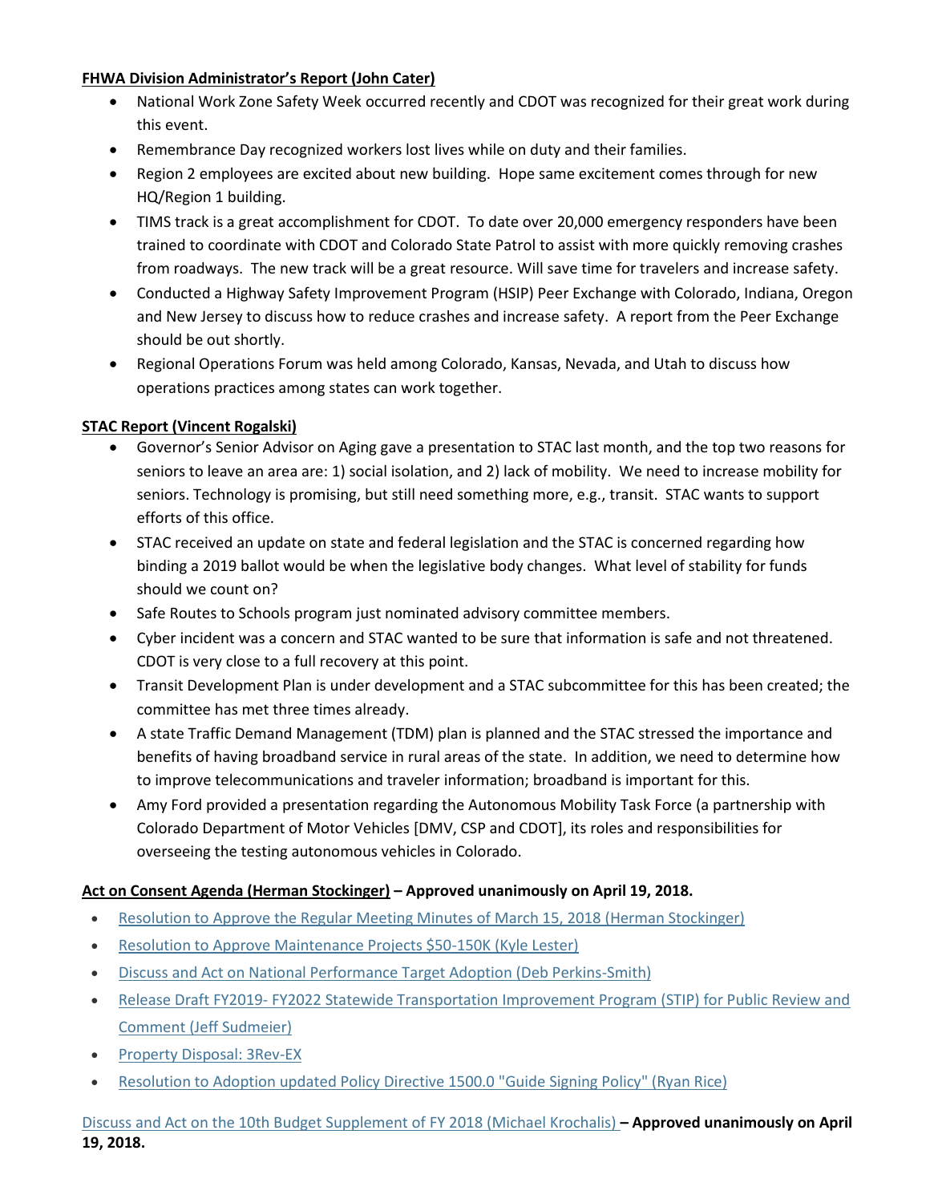**FHWA Division Administrator's Report (John Cater)**

- National Work Zone Safety Week occurred recently and CDOT was recognized for their great work during this event.
- Remembrance Day recognized workers lost lives while on duty and their families.
- Region 2 employees are excited about new building. Hope same excitement comes through for new HQ/Region 1 building.
- TIMS track is a great accomplishment for CDOT. To date over 20,000 emergency responders have been trained to coordinate with CDOT and Colorado State Patrol to assist with more quickly removing crashes from roadways. The new track will be a great resource. Will save time for travelers and increase safety.
- Conducted a Highway Safety Improvement Program (HSIP) Peer Exchange with Colorado, Indiana, Oregon and New Jersey to discuss how to reduce crashes and increase safety. A report from the Peer Exchange should be out shortly.
- Regional Operations Forum was held among Colorado, Kansas, Nevada, and Utah to discuss how operations practices among states can work together.

**STAC Report (Vincent Rogalski)**

- Governor's Senior Advisor on Aging gave a presentation to STAC last month, and the top two reasons for seniors to leave an area are: 1) social isolation, and 2) lack of mobility. We need to increase mobility for seniors. Technology is promising, but still need something more, e.g., transit. STAC wants to support efforts of this office.
- STAC received an update on state and federal legislation and the STAC is concerned regarding how binding a 2019 ballot would be when the legislative body changes. What level of stability for funds should we count on?
- Safe Routes to Schools program just nominated advisory committee members.
- Cyber incident was a concern and STAC wanted to be sure that information is safe and not threatened. CDOT is very close to a full recovery at this point.
- Transit Development Plan is under development and a STAC subcommittee for this has been created; the committee has met three times already.
- A state Traffic Demand Management (TDM) plan is planned and the STAC stressed the importance and benefits of having broadband service in rural areas of the state. In addition, we need to determine how to improve telecommunications and traveler information; broadband is important for this.
- Amy Ford provided a presentation regarding the Autonomous Mobility Task Force (a partnership with Colorado Department of Motor Vehicles [DMV, CSP and CDOT], its roles and responsibilities for overseeing the testing autonomous vehicles in Colorado.

**Act on Consent Agenda (Herman Stockinger) – Approved unanimously on April 19, 2018.**

- Resolution to Approve the Regular Meeting Minutes of March 15, 2018 (Herman Stockinger)
- Resolution to Approve Maintenance Projects $50-150K (Kyle Lester)
- Discuss and Act on National Performance Target Adoption (Deb Perkins-Smith)
- Release Draft FY2019- FY2022 Statewide Transportation Improvement Program (STIP) for Public Review and Comment (Jeff Sudmeier)
- Property Disposal: 3Rev-EX
- Resolution to Adoption updated Policy Directive 1500.0 "Guide Signing Policy" (Ryan Rice)

Discuss and Act on the 10th Budget Supplement of FY 2018 (Michael Krochalis) **– Approved unanimously on April 19, 2018.**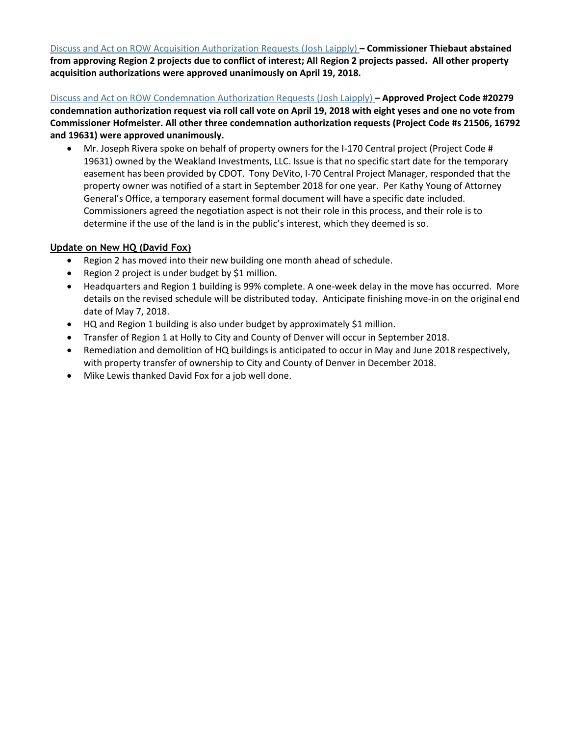Discuss and Act on ROW Acquisition Authorization Requests (Josh Laipply) **– Commissioner Thiebaut abstained from approving Region 2 projects due to conflict of interest; All Region 2 projects passed. All other property acquisition authorizations were approved unanimously on April 19, 2018.**

Discuss and Act on ROW Condemnation Authorization Requests (Josh Laipply) **– Approved Project Code #20279 condemnation authorization request via roll call vote on April 19, 2018 with eight yeses and one no vote from Commissioner Hofmeister. All other three condemnation authorization requests (Project Code #s 21506, 16792 and 19631) were approved unanimously.**

- Mr. Joseph Rivera spoke on behalf of property owners for the I-170 Central project (Project Code # 19631) owned by the Weakland Investments, LLC. Issue is that no specific start date for the temporary easement has been provided by CDOT. Tony DeVito, I-70 Central Project Manager, responded that the property owner was notified of a start in September 2018 for one year. Per Kathy Young of Attorney General's Office, a temporary easement formal document will have a specific date included. Commissioners agreed the negotiation aspect is not their role in this process, and their role is to determine if the use of the land is in the public's interest, which they deemed is so.

## Update on New HQ (David Fox)

- Region 2 has moved into their new building one month ahead of schedule.
- Region 2 project is under budget by $1 million.
- Headquarters and Region 1 building is 99% complete. A one-week delay in the move has occurred. More details on the revised schedule will be distributed today. Anticipate finishing move-in on the original end date of May 7, 2018.
- HQ and Region 1 building is also under budget by approximately $1 million.
- Transfer of Region 1 at Holly to City and County of Denver will occur in September 2018.
- Remediation and demolition of HQ buildings is anticipated to occur in May and June 2018 respectively, with property transfer of ownership to City and County of Denver in December 2018.
- Mike Lewis thanked David Fox for a job well done.